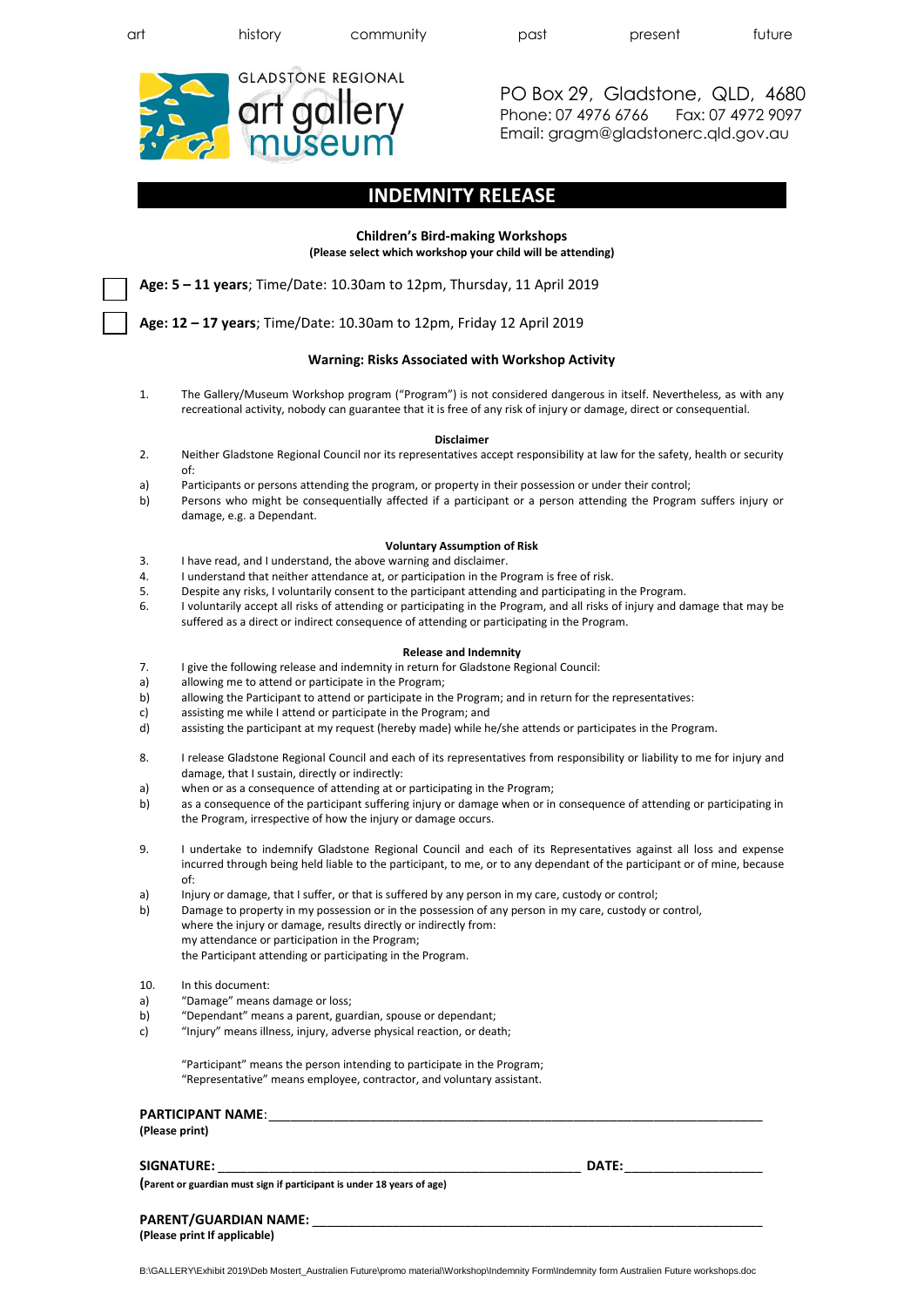art history community past present future

GLADSTONE REGIONAL art gallery museum

PO Box 29, Gladstone, QLD, 4680
Phone: 07 4976 6766 Fax: 07 4972 9097
Email: gragm@gladstonerc.qld.gov.au

# INDEMNITY RELEASE

**Children's Bird-making Workshops**
**(Please select which workshop your child will be attending)**

☐ **Age: 5 – 11 years**; Time/Date: 10.30am to 12pm, Thursday, 11 April 2019

☐ **Age: 12 – 17 years**; Time/Date: 10.30am to 12pm, Friday 12 April 2019

### Warning: Risks Associated with Workshop Activity

1. The Gallery/Museum Workshop program ("Program") is not considered dangerous in itself. Nevertheless, as with any recreational activity, nobody can guarantee that it is free of any risk of injury or damage, direct or consequential.

**Disclaimer**

2. Neither Gladstone Regional Council nor its representatives accept responsibility at law for the safety, health or security of:
   a) Participants or persons attending the program, or property in their possession or under their control;
   b) Persons who might be consequentially affected if a participant or a person attending the Program suffers injury or damage, e.g. a Dependant.

**Voluntary Assumption of Risk**

3. I have read, and I understand, the above warning and disclaimer.
4. I understand that neither attendance at, or participation in the Program is free of risk.
5. Despite any risks, I voluntarily consent to the participant attending and participating in the Program.
6. I voluntarily accept all risks of attending or participating in the Program, and all risks of injury and damage that may be suffered as a direct or indirect consequence of attending or participating in the Program.

**Release and Indemnity**

7. I give the following release and indemnity in return for Gladstone Regional Council:
   a) allowing me to attend or participate in the Program;
   b) allowing the Participant to attend or participate in the Program; and in return for the representatives:
   c) assisting me while I attend or participate in the Program; and
   d) assisting the participant at my request (hereby made) while he/she attends or participates in the Program.

8. I release Gladstone Regional Council and each of its representatives from responsibility or liability to me for injury and damage, that I sustain, directly or indirectly:
   a) when or as a consequence of attending at or participating in the Program;
   b) as a consequence of the participant suffering injury or damage when or in consequence of attending or participating in the Program, irrespective of how the injury or damage occurs.

9. I undertake to indemnify Gladstone Regional Council and each of its Representatives against all loss and expense incurred through being held liable to the participant, to me, or to any dependant of the participant or of mine, because of:
   a) Injury or damage, that I suffer, or that is suffered by any person in my care, custody or control;
   b) Damage to property in my possession or in the possession of any person in my care, custody or control,
   where the injury or damage, results directly or indirectly from:
   my attendance or participation in the Program;
   the Participant attending or participating in the Program.

10. In this document:
    a) "Damage" means damage or loss;
    b) "Dependant" means a parent, guardian, spouse or dependant;
    c) "Injury" means illness, injury, adverse physical reaction, or death;

    "Participant" means the person intending to participate in the Program;
    "Representative" means employee, contractor, and voluntary assistant.

**PARTICIPANT NAME**:\_\_\_\_\_\_\_\_\_\_\_\_\_\_\_\_\_\_\_\_\_\_\_\_\_\_\_\_\_\_\_\_\_\_\_\_\_\_\_\_
**(Please print)**

**SIGNATURE:** \_\_\_\_\_\_\_\_\_\_\_\_\_\_\_\_\_\_\_\_\_\_\_\_\_\_\_\_\_\_ **DATE:**\_\_\_\_\_\_\_\_\_\_\_\_
**(Parent or guardian must sign if participant is under 18 years of age)**

**PARENT/GUARDIAN NAME:** \_\_\_\_\_\_\_\_\_\_\_\_\_\_\_\_\_\_\_\_\_\_\_\_\_\_\_\_\_\_\_\_\_\_\_\_
**(Please print If applicable)**

B:\GALLERY\Exhibit 2019\Deb Mostert_Australien Future\promo material\Workshop\Indemnity Form\Indemnity form Australien Future workshops.doc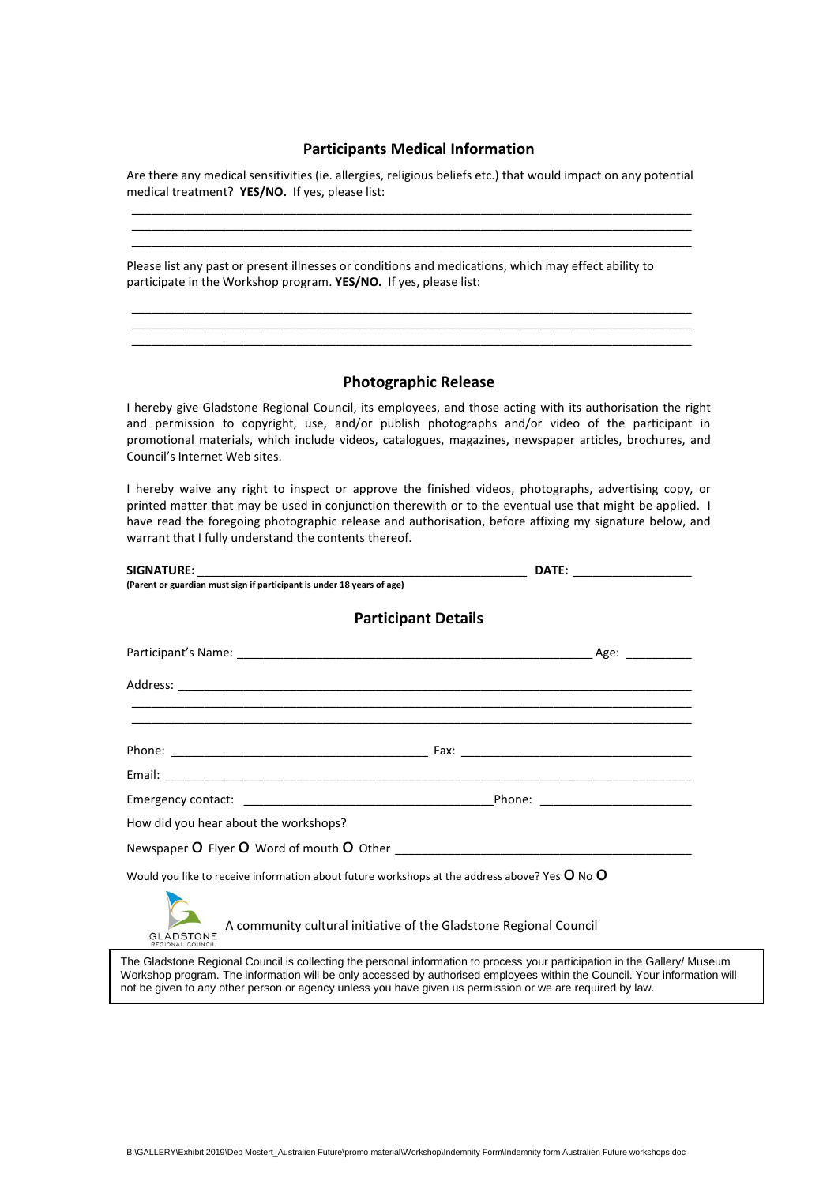## Participants Medical Information

Are there any medical sensitivities (ie. allergies, religious beliefs etc.) that would impact on any potential medical treatment? **YES/NO.** If yes, please list:

___________________________________________________________________________________
___________________________________________________________________________________
___________________________________________________________________________________

Please list any past or present illnesses or conditions and medications, which may effect ability to participate in the Workshop program. **YES/NO.** If yes, please list:

___________________________________________________________________________________
___________________________________________________________________________________
___________________________________________________________________________________

## Photographic Release

I hereby give Gladstone Regional Council, its employees, and those acting with its authorisation the right and permission to copyright, use, and/or publish photographs and/or video of the participant in promotional materials, which include videos, catalogues, magazines, newspaper articles, brochures, and Council's Internet Web sites.

I hereby waive any right to inspect or approve the finished videos, photographs, advertising copy, or printed matter that may be used in conjunction therewith or to the eventual use that might be applied. I have read the foregoing photographic release and authorisation, before affixing my signature below, and warrant that I fully understand the contents thereof.

**SIGNATURE:** __________________________________________________ **DATE:** _________________

**(Parent or guardian must sign if participant is under 18 years of age)**

## Participant Details

Participant's Name: _____________________________________________________ Age: __________

Address: ___________________________________________________________________________
___________________________________________________________________________________
___________________________________________________________________________________

Phone: _____________________________________ Fax: _________________________________

Email: _____________________________________________________________________________

Emergency contact: ____________________________________Phone: ______________________

How did you hear about the workshops?

Newspaper O Flyer O Word of mouth O Other ___________________________________________

Would you like to receive information about future workshops at the address above? Yes O No O

GLADSTONE REGIONAL COUNCIL

A community cultural initiative of the Gladstone Regional Council

The Gladstone Regional Council is collecting the personal information to process your participation in the Gallery/ Museum Workshop program. The information will be only accessed by authorised employees within the Council. Your information will not be given to any other person or agency unless you have given us permission or we are required by law.

B:\GALLERY\Exhibit 2019\Deb Mostert_Australien Future\promo material\Workshop\Indemnity Form\Indemnity form Australien Future workshops.doc